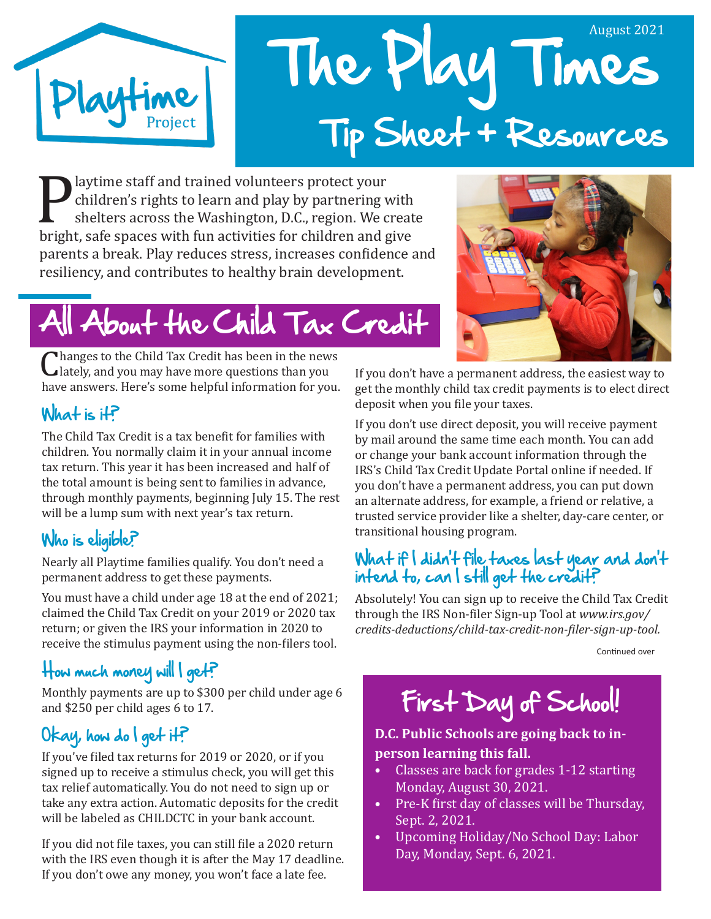Playtime Project

# The Play Times

August 2021

## Tip Sheet + Resources

Playtime staff and trained volunteers protect your children's rights to learn and play by partnering with shelters across the Washington, D.C., region. We create bright, safe spaces with fun activities for children and give parents a break. Play reduces stress, increases confidence and resiliency, and contributes to healthy brain development.

## All About the Child Tax Credit

Changes to the Child Tax Credit has been in the news lately, and you may have more questions than you have answers. Here's some helpful information for you.

### What is it?

The Child Tax Credit is a tax benefit for families with children. You normally claim it in your annual income tax return. This year it has been increased and half of the total amount is being sent to families in advance, through monthly payments, beginning July 15. The rest will be a lump sum with next year's tax return.

### Who is eligible?

Nearly all Playtime families qualify. You don't need a permanent address to get these payments.

You must have a child under age 18 at the end of 2021; claimed the Child Tax Credit on your 2019 or 2020 tax return; or given the IRS your information in 2020 to receive the stimulus payment using the non-filers tool.

### How much money will I get?

Monthly payments are up to $300 per child under age 6 and $250 per child ages 6 to 17.

### Okay, how do I get it?

If you've filed tax returns for 2019 or 2020, or if you signed up to receive a stimulus check, you will get this tax relief automatically. You do not need to sign up or take any extra action. Automatic deposits for the credit will be labeled as CHILDCTC in your bank account.

If you did not file taxes, you can still file a 2020 return with the IRS even though it is after the May 17 deadline. If you don't owe any money, you won't face a late fee.

If you don't have a permanent address, the easiest way to get the monthly child tax credit payments is to elect direct deposit when you file your taxes.

If you don't use direct deposit, you will receive payment by mail around the same time each month. You can add or change your bank account information through the IRS's Child Tax Credit Update Portal online if needed. If you don't have a permanent address, you can put down an alternate address, for example, a friend or relative, a trusted service provider like a shelter, day-care center, or transitional housing program.

### What if I didn't file taxes last year and don't intend to, can I still get the credit?

Absolutely! You can sign up to receive the Child Tax Credit through the IRS Non-filer Sign-up Tool at *www.irs.gov/credits-deductions/child-tax-credit-non-filer-sign-up-tool.*

Continued over

## First Day of School!

**D.C. Public Schools are going back to in-person learning this fall.**

- Classes are back for grades 1-12 starting Monday, August 30, 2021.
- Pre-K first day of classes will be Thursday, Sept. 2, 2021.
- Upcoming Holiday/No School Day: Labor Day, Monday, Sept. 6, 2021.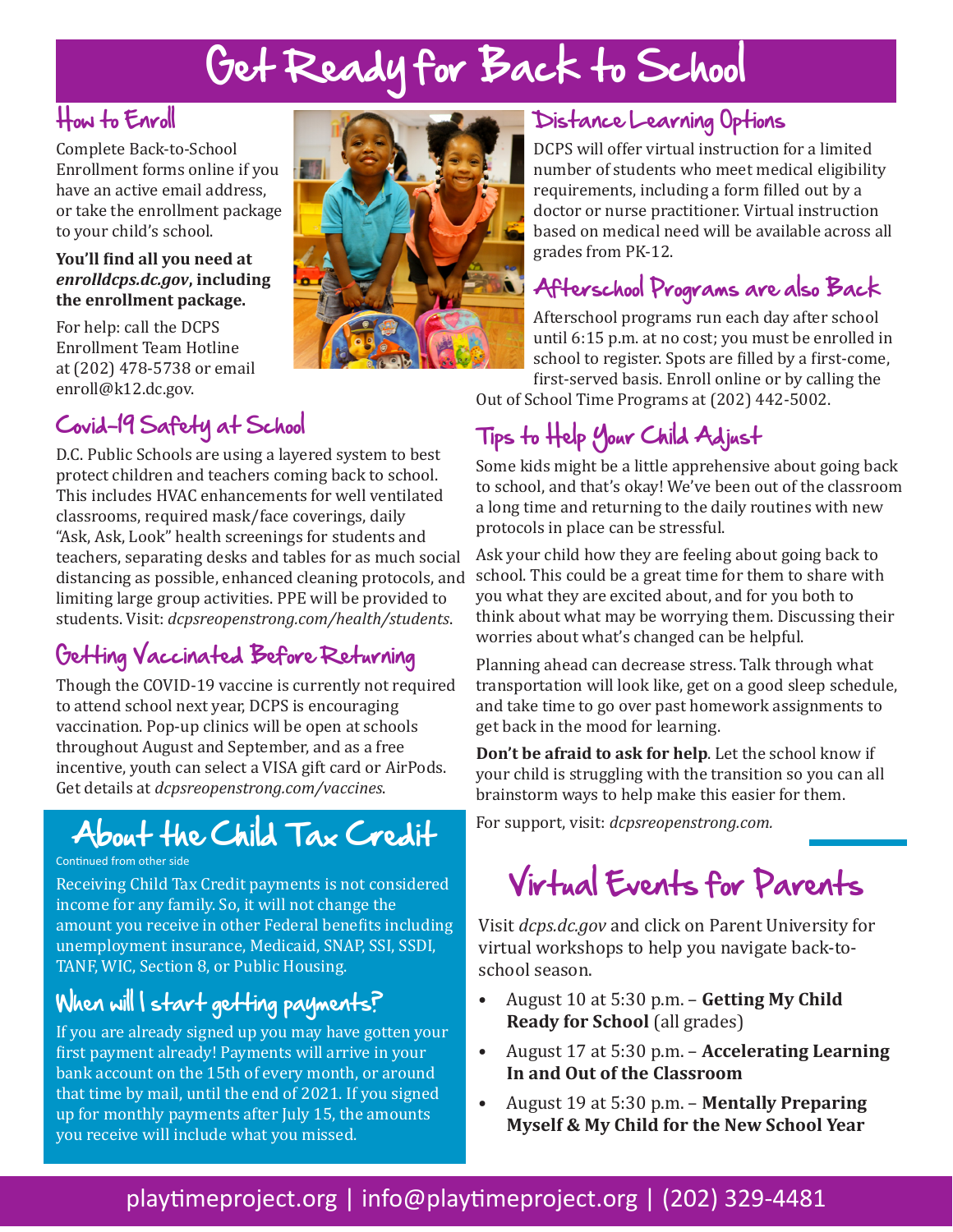# Get Ready for Back to School

## How to Enroll

Complete Back-to-School Enrollment forms online if you have an active email address, or take the enrollment package to your child's school.

**You'll find all you need at *enrolldcps.dc.gov*, including the enrollment package.**

For help: call the DCPS Enrollment Team Hotline at (202) 478-5738 or email enroll@k12.dc.gov.

## Covid-19 Safety at School

D.C. Public Schools are using a layered system to best protect children and teachers coming back to school. This includes HVAC enhancements for well ventilated classrooms, required mask/face coverings, daily "Ask, Ask, Look" health screenings for students and teachers, separating desks and tables for as much social distancing as possible, enhanced cleaning protocols, and limiting large group activities. PPE will be provided to students. Visit: *dcpsreopenstrong.com/health/students*.

## Getting Vaccinated Before Returning

Though the COVID-19 vaccine is currently not required to attend school next year, DCPS is encouraging vaccination. Pop-up clinics will be open at schools throughout August and September, and as a free incentive, youth can select a VISA gift card or AirPods. Get details at *dcpsreopenstrong.com/vaccines*.

## About the Child Tax Credit

Continued from other side

Receiving Child Tax Credit payments is not considered income for any family. So, it will not change the amount you receive in other Federal benefits including unemployment insurance, Medicaid, SNAP, SSI, SSDI, TANF, WIC, Section 8, or Public Housing.

### When will I start getting payments?

If you are already signed up you may have gotten your first payment already! Payments will arrive in your bank account on the 15th of every month, or around that time by mail, until the end of 2021. If you signed up for monthly payments after July 15, the amounts you receive will include what you missed.

## Distance Learning Options

DCPS will offer virtual instruction for a limited number of students who meet medical eligibility requirements, including a form filled out by a doctor or nurse practitioner. Virtual instruction based on medical need will be available across all grades from PK-12.

## Afterschool Programs are also Back

Afterschool programs run each day after school until 6:15 p.m. at no cost; you must be enrolled in school to register. Spots are filled by a first-come, first-served basis. Enroll online or by calling the Out of School Time Programs at (202) 442-5002.

## Tips to Help Your Child Adjust

Some kids might be a little apprehensive about going back to school, and that's okay! We've been out of the classroom a long time and returning to the daily routines with new protocols in place can be stressful.

Ask your child how they are feeling about going back to school. This could be a great time for them to share with you what they are excited about, and for you both to think about what may be worrying them. Discussing their worries about what's changed can be helpful.

Planning ahead can decrease stress. Talk through what transportation will look like, get on a good sleep schedule, and take time to go over past homework assignments to get back in the mood for learning.

**Don't be afraid to ask for help**. Let the school know if your child is struggling with the transition so you can all brainstorm ways to help make this easier for them.

For support, visit: *dcpsreopenstrong.com.*

## Virtual Events for Parents

Visit *dcps.dc.gov* and click on Parent University for virtual workshops to help you navigate back-to-school season.

- August 10 at 5:30 p.m. – **Getting My Child Ready for School** (all grades)
- August 17 at 5:30 p.m. – **Accelerating Learning In and Out of the Classroom**
- August 19 at 5:30 p.m. – **Mentally Preparing Myself & My Child for the New School Year**

playtimeproject.org | info@playtimeproject.org | (202) 329-4481